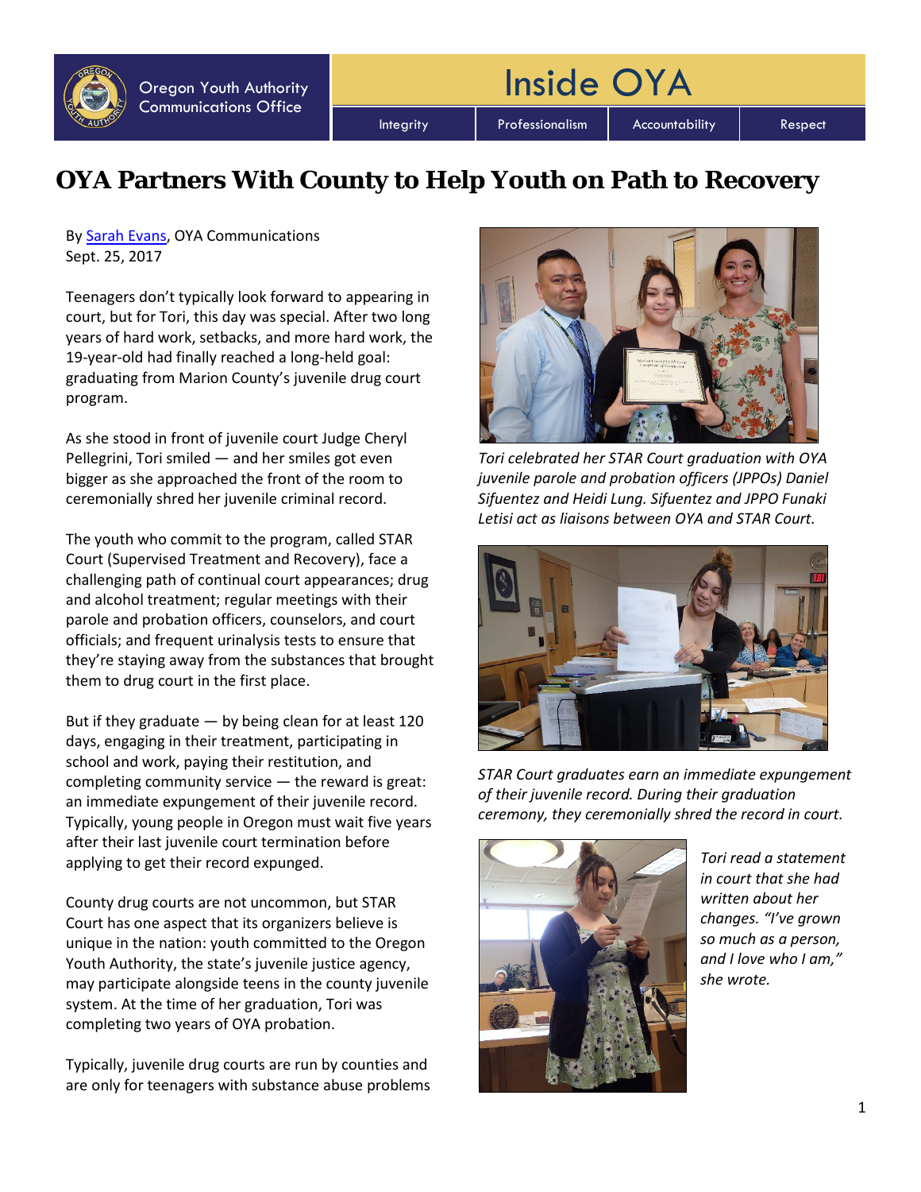Oregon Youth Authority Communications Office

# Inside OYA

Integrity | Professionalism | Accountability | Respect

## OYA Partners With County to Help Youth on Path to Recovery

By Sarah Evans, OYA Communications
Sept. 25, 2017

Teenagers don't typically look forward to appearing in court, but for Tori, this day was special. After two long years of hard work, setbacks, and more hard work, the 19-year-old had finally reached a long-held goal: graduating from Marion County's juvenile drug court program.

As she stood in front of juvenile court Judge Cheryl Pellegrini, Tori smiled — and her smiles got even bigger as she approached the front of the room to ceremonially shred her juvenile criminal record.

The youth who commit to the program, called STAR Court (Supervised Treatment and Recovery), face a challenging path of continual court appearances; drug and alcohol treatment; regular meetings with their parole and probation officers, counselors, and court officials; and frequent urinalysis tests to ensure that they're staying away from the substances that brought them to drug court in the first place.

But if they graduate — by being clean for at least 120 days, engaging in their treatment, participating in school and work, paying their restitution, and completing community service — the reward is great: an immediate expungement of their juvenile record. Typically, young people in Oregon must wait five years after their last juvenile court termination before applying to get their record expunged.

County drug courts are not uncommon, but STAR Court has one aspect that its organizers believe is unique in the nation: youth committed to the Oregon Youth Authority, the state's juvenile justice agency, may participate alongside teens in the county juvenile system. At the time of her graduation, Tori was completing two years of OYA probation.

Typically, juvenile drug courts are run by counties and are only for teenagers with substance abuse problems

*Tori celebrated her STAR Court graduation with OYA juvenile parole and probation officers (JPPOs) Daniel Sifuentez and Heidi Lung. Sifuentez and JPPO Funaki Letisi act as liaisons between OYA and STAR Court.*

*STAR Court graduates earn an immediate expungement of their juvenile record. During their graduation ceremony, they ceremonially shred the record in court.*

*Tori read a statement in court that she had written about her changes. "I've grown so much as a person, and I love who I am," she wrote.*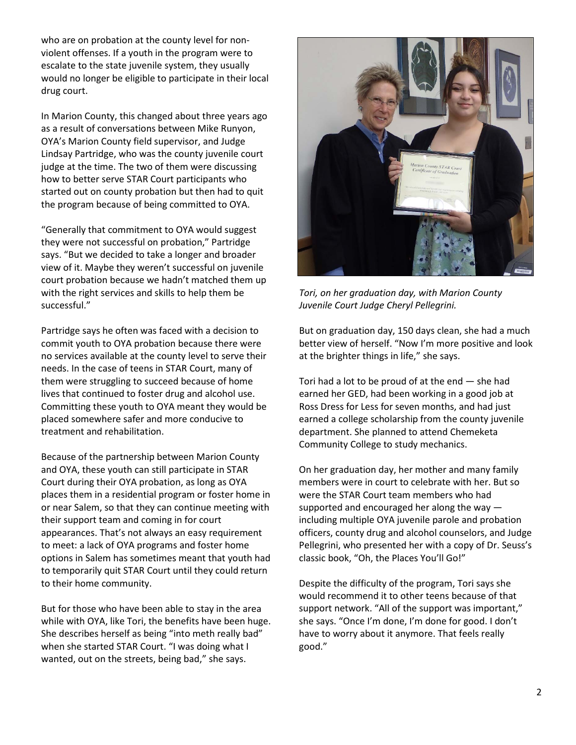who are on probation at the county level for non-violent offenses. If a youth in the program were to escalate to the state juvenile system, they usually would no longer be eligible to participate in their local drug court.

In Marion County, this changed about three years ago as a result of conversations between Mike Runyon, OYA's Marion County field supervisor, and Judge Lindsay Partridge, who was the county juvenile court judge at the time. The two of them were discussing how to better serve STAR Court participants who started out on county probation but then had to quit the program because of being committed to OYA.

"Generally that commitment to OYA would suggest they were not successful on probation," Partridge says. "But we decided to take a longer and broader view of it. Maybe they weren't successful on juvenile court probation because we hadn't matched them up with the right services and skills to help them be successful."

Partridge says he often was faced with a decision to commit youth to OYA probation because there were no services available at the county level to serve their needs. In the case of teens in STAR Court, many of them were struggling to succeed because of home lives that continued to foster drug and alcohol use. Committing these youth to OYA meant they would be placed somewhere safer and more conducive to treatment and rehabilitation.

Because of the partnership between Marion County and OYA, these youth can still participate in STAR Court during their OYA probation, as long as OYA places them in a residential program or foster home in or near Salem, so that they can continue meeting with their support team and coming in for court appearances. That's not always an easy requirement to meet: a lack of OYA programs and foster home options in Salem has sometimes meant that youth had to temporarily quit STAR Court until they could return to their home community.

But for those who have been able to stay in the area while with OYA, like Tori, the benefits have been huge. She describes herself as being "into meth really bad" when she started STAR Court. "I was doing what I wanted, out on the streets, being bad," she says.

*Tori, on her graduation day, with Marion County Juvenile Court Judge Cheryl Pellegrini.*

But on graduation day, 150 days clean, she had a much better view of herself. "Now I'm more positive and look at the brighter things in life," she says.

Tori had a lot to be proud of at the end — she had earned her GED, had been working in a good job at Ross Dress for Less for seven months, and had just earned a college scholarship from the county juvenile department. She planned to attend Chemeketa Community College to study mechanics.

On her graduation day, her mother and many family members were in court to celebrate with her. But so were the STAR Court team members who had supported and encouraged her along the way — including multiple OYA juvenile parole and probation officers, county drug and alcohol counselors, and Judge Pellegrini, who presented her with a copy of Dr. Seuss's classic book, "Oh, the Places You'll Go!"

Despite the difficulty of the program, Tori says she would recommend it to other teens because of that support network. "All of the support was important," she says. "Once I'm done, I'm done for good. I don't have to worry about it anymore. That feels really good."